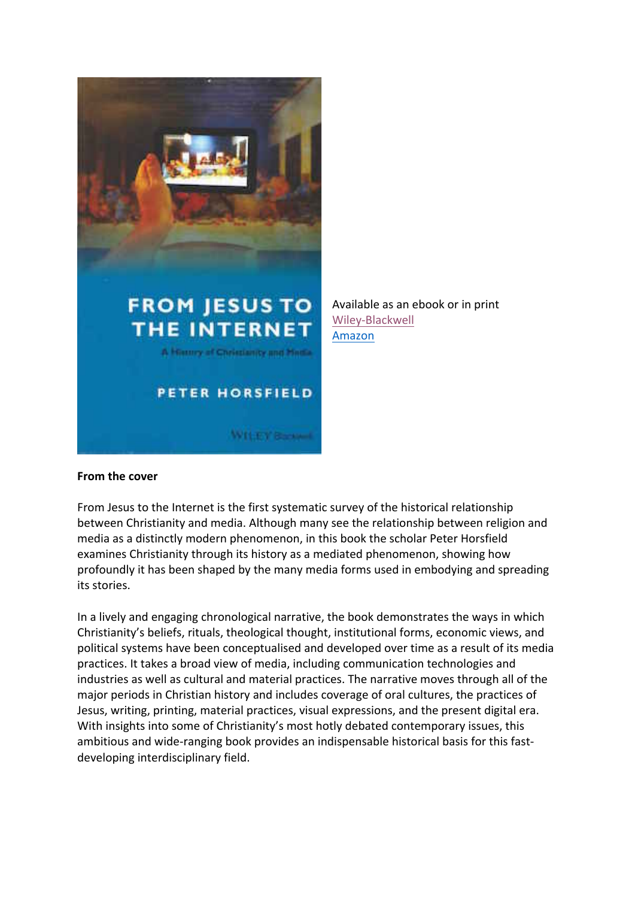Available as an ebook or in print
Wiley-Blackwell
Amazon

**From the cover**

From Jesus to the Internet is the first systematic survey of the historical relationship between Christianity and media. Although many see the relationship between religion and media as a distinctly modern phenomenon, in this book the scholar Peter Horsfield examines Christianity through its history as a mediated phenomenon, showing how profoundly it has been shaped by the many media forms used in embodying and spreading its stories.

In a lively and engaging chronological narrative, the book demonstrates the ways in which Christianity's beliefs, rituals, theological thought, institutional forms, economic views, and political systems have been conceptualised and developed over time as a result of its media practices. It takes a broad view of media, including communication technologies and industries as well as cultural and material practices. The narrative moves through all of the major periods in Christian history and includes coverage of oral cultures, the practices of Jesus, writing, printing, material practices, visual expressions, and the present digital era. With insights into some of Christianity's most hotly debated contemporary issues, this ambitious and wide-ranging book provides an indispensable historical basis for this fast-developing interdisciplinary field.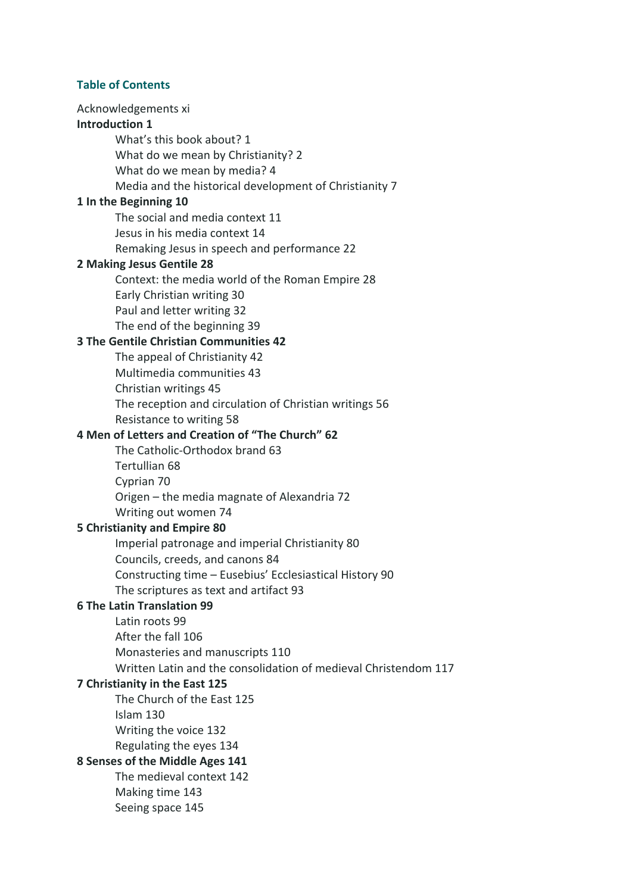## Table of Contents

Acknowledgements xi

**Introduction 1**

- What's this book about? 1
- What do we mean by Christianity? 2
- What do we mean by media? 4
- Media and the historical development of Christianity 7

**1 In the Beginning 10**

- The social and media context 11
- Jesus in his media context 14
- Remaking Jesus in speech and performance 22

**2 Making Jesus Gentile 28**

- Context: the media world of the Roman Empire 28
- Early Christian writing 30
- Paul and letter writing 32
- The end of the beginning 39

**3 The Gentile Christian Communities 42**

- The appeal of Christianity 42
- Multimedia communities 43
- Christian writings 45
- The reception and circulation of Christian writings 56
- Resistance to writing 58

**4 Men of Letters and Creation of "The Church" 62**

- The Catholic-Orthodox brand 63
- Tertullian 68
- Cyprian 70
- Origen – the media magnate of Alexandria 72
- Writing out women 74

**5 Christianity and Empire 80**

- Imperial patronage and imperial Christianity 80
- Councils, creeds, and canons 84
- Constructing time – Eusebius' Ecclesiastical History 90
- The scriptures as text and artifact 93

**6 The Latin Translation 99**

- Latin roots 99
- After the fall 106
- Monasteries and manuscripts 110
- Written Latin and the consolidation of medieval Christendom 117

**7 Christianity in the East 125**

- The Church of the East 125
- Islam 130
- Writing the voice 132
- Regulating the eyes 134

**8 Senses of the Middle Ages 141**

- The medieval context 142
- Making time 143
- Seeing space 145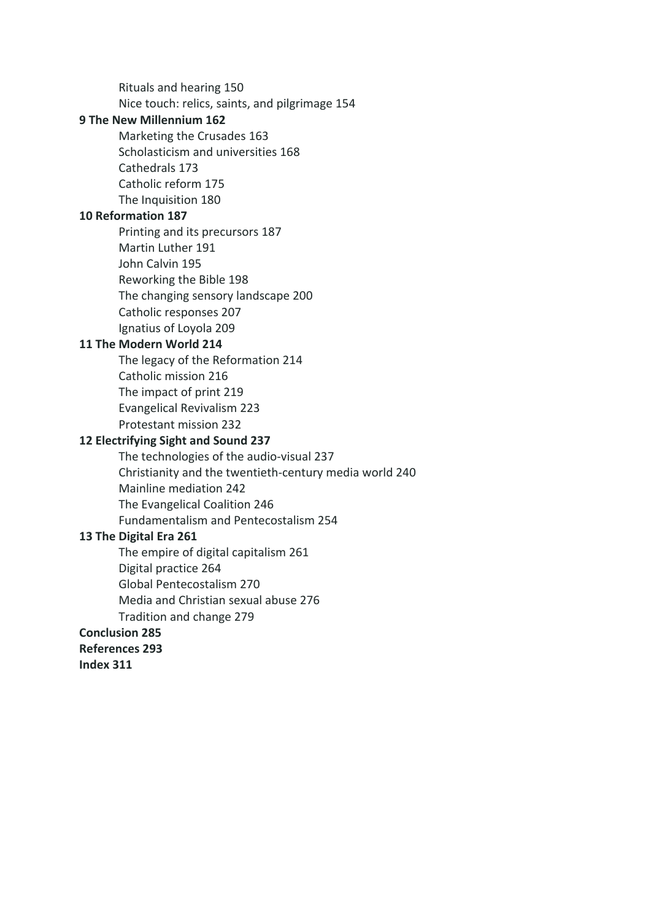Rituals and hearing 150
Nice touch: relics, saints, and pilgrimage 154

**9 The New Millennium 162**

Marketing the Crusades 163
Scholasticism and universities 168
Cathedrals 173
Catholic reform 175
The Inquisition 180

**10 Reformation 187**

Printing and its precursors 187
Martin Luther 191
John Calvin 195
Reworking the Bible 198
The changing sensory landscape 200
Catholic responses 207
Ignatius of Loyola 209

**11 The Modern World 214**

The legacy of the Reformation 214
Catholic mission 216
The impact of print 219
Evangelical Revivalism 223
Protestant mission 232

**12 Electrifying Sight and Sound 237**

The technologies of the audio-visual 237
Christianity and the twentieth-century media world 240
Mainline mediation 242
The Evangelical Coalition 246
Fundamentalism and Pentecostalism 254

**13 The Digital Era 261**

The empire of digital capitalism 261
Digital practice 264
Global Pentecostalism 270
Media and Christian sexual abuse 276
Tradition and change 279

**Conclusion 285**

**References 293**

**Index 311**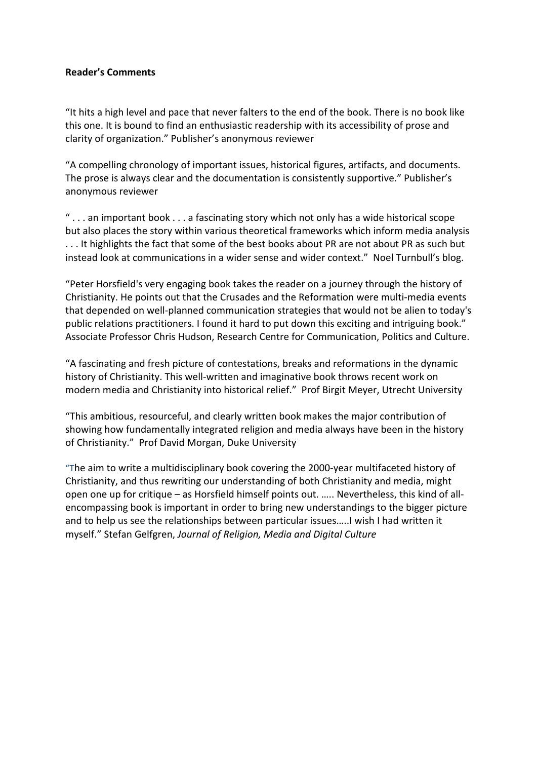**Reader's Comments**

"It hits a high level and pace that never falters to the end of the book. There is no book like this one. It is bound to find an enthusiastic readership with its accessibility of prose and clarity of organization." Publisher's anonymous reviewer

"A compelling chronology of important issues, historical figures, artifacts, and documents. The prose is always clear and the documentation is consistently supportive." Publisher's anonymous reviewer

" . . . an important book . . . a fascinating story which not only has a wide historical scope but also places the story within various theoretical frameworks which inform media analysis . . . It highlights the fact that some of the best books about PR are not about PR as such but instead look at communications in a wider sense and wider context." Noel Turnbull's blog.

"Peter Horsfield's very engaging book takes the reader on a journey through the history of Christianity. He points out that the Crusades and the Reformation were multi-media events that depended on well-planned communication strategies that would not be alien to today's public relations practitioners. I found it hard to put down this exciting and intriguing book." Associate Professor Chris Hudson, Research Centre for Communication, Politics and Culture.

"A fascinating and fresh picture of contestations, breaks and reformations in the dynamic history of Christianity. This well-written and imaginative book throws recent work on modern media and Christianity into historical relief." Prof Birgit Meyer, Utrecht University

"This ambitious, resourceful, and clearly written book makes the major contribution of showing how fundamentally integrated religion and media always have been in the history of Christianity." Prof David Morgan, Duke University

"The aim to write a multidisciplinary book covering the 2000-year multifaceted history of Christianity, and thus rewriting our understanding of both Christianity and media, might open one up for critique – as Horsfield himself points out. ….. Nevertheless, this kind of all-encompassing book is important in order to bring new understandings to the bigger picture and to help us see the relationships between particular issues…..I wish I had written it myself." Stefan Gelfgren, *Journal of Religion, Media and Digital Culture*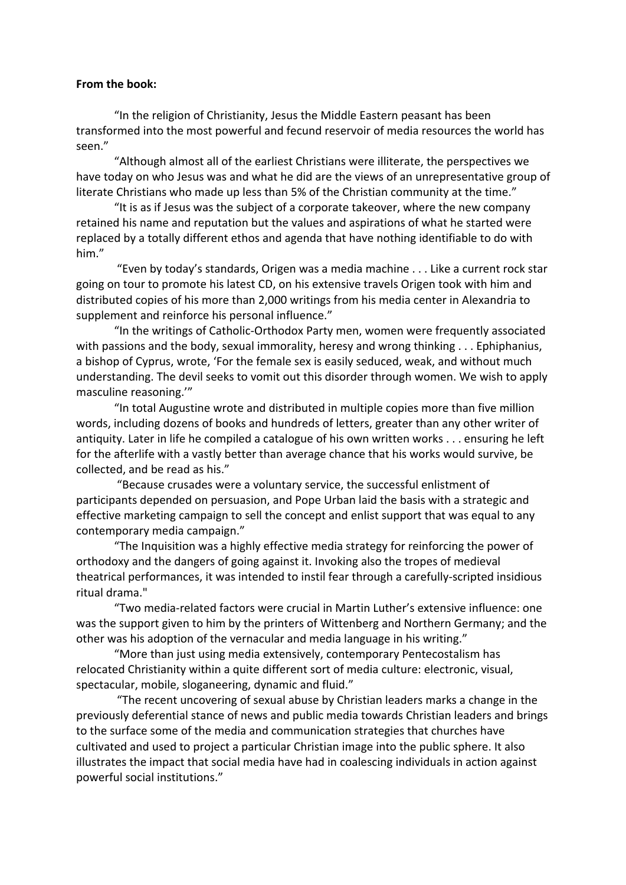**From the book:**

"In the religion of Christianity, Jesus the Middle Eastern peasant has been transformed into the most powerful and fecund reservoir of media resources the world has seen."

"Although almost all of the earliest Christians were illiterate, the perspectives we have today on who Jesus was and what he did are the views of an unrepresentative group of literate Christians who made up less than 5% of the Christian community at the time."

"It is as if Jesus was the subject of a corporate takeover, where the new company retained his name and reputation but the values and aspirations of what he started were replaced by a totally different ethos and agenda that have nothing identifiable to do with him."

"Even by today's standards, Origen was a media machine . . . Like a current rock star going on tour to promote his latest CD, on his extensive travels Origen took with him and distributed copies of his more than 2,000 writings from his media center in Alexandria to supplement and reinforce his personal influence."

"In the writings of Catholic-Orthodox Party men, women were frequently associated with passions and the body, sexual immorality, heresy and wrong thinking . . . Ephiphanius, a bishop of Cyprus, wrote, 'For the female sex is easily seduced, weak, and without much understanding. The devil seeks to vomit out this disorder through women. We wish to apply masculine reasoning.'"

"In total Augustine wrote and distributed in multiple copies more than five million words, including dozens of books and hundreds of letters, greater than any other writer of antiquity. Later in life he compiled a catalogue of his own written works . . . ensuring he left for the afterlife with a vastly better than average chance that his works would survive, be collected, and be read as his."

"Because crusades were a voluntary service, the successful enlistment of participants depended on persuasion, and Pope Urban laid the basis with a strategic and effective marketing campaign to sell the concept and enlist support that was equal to any contemporary media campaign."

"The Inquisition was a highly effective media strategy for reinforcing the power of orthodoxy and the dangers of going against it. Invoking also the tropes of medieval theatrical performances, it was intended to instil fear through a carefully-scripted insidious ritual drama."

"Two media-related factors were crucial in Martin Luther's extensive influence: one was the support given to him by the printers of Wittenberg and Northern Germany; and the other was his adoption of the vernacular and media language in his writing."

"More than just using media extensively, contemporary Pentecostalism has relocated Christianity within a quite different sort of media culture: electronic, visual, spectacular, mobile, sloganeering, dynamic and fluid."

"The recent uncovering of sexual abuse by Christian leaders marks a change in the previously deferential stance of news and public media towards Christian leaders and brings to the surface some of the media and communication strategies that churches have cultivated and used to project a particular Christian image into the public sphere. It also illustrates the impact that social media have had in coalescing individuals in action against powerful social institutions."